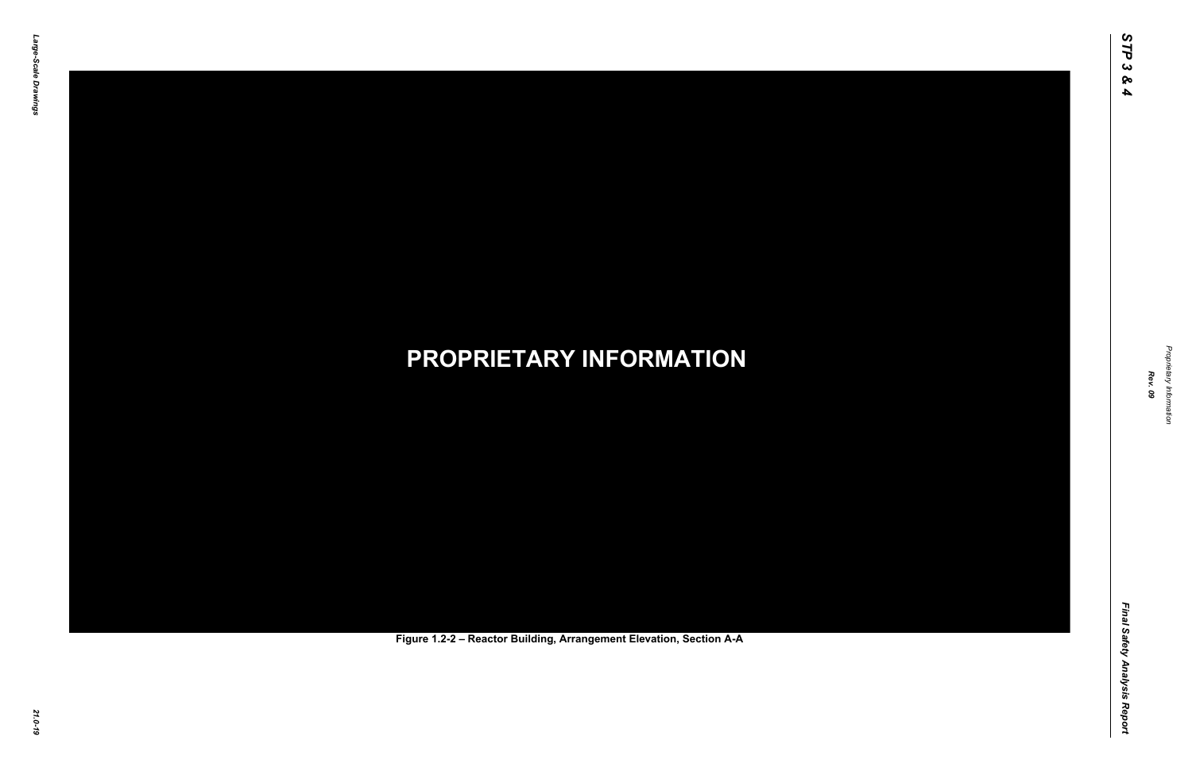**PROPRIETARY INFORMATION**

Figure 1.2-2 – Reactor Building, Arrangement Elevation, Section A-A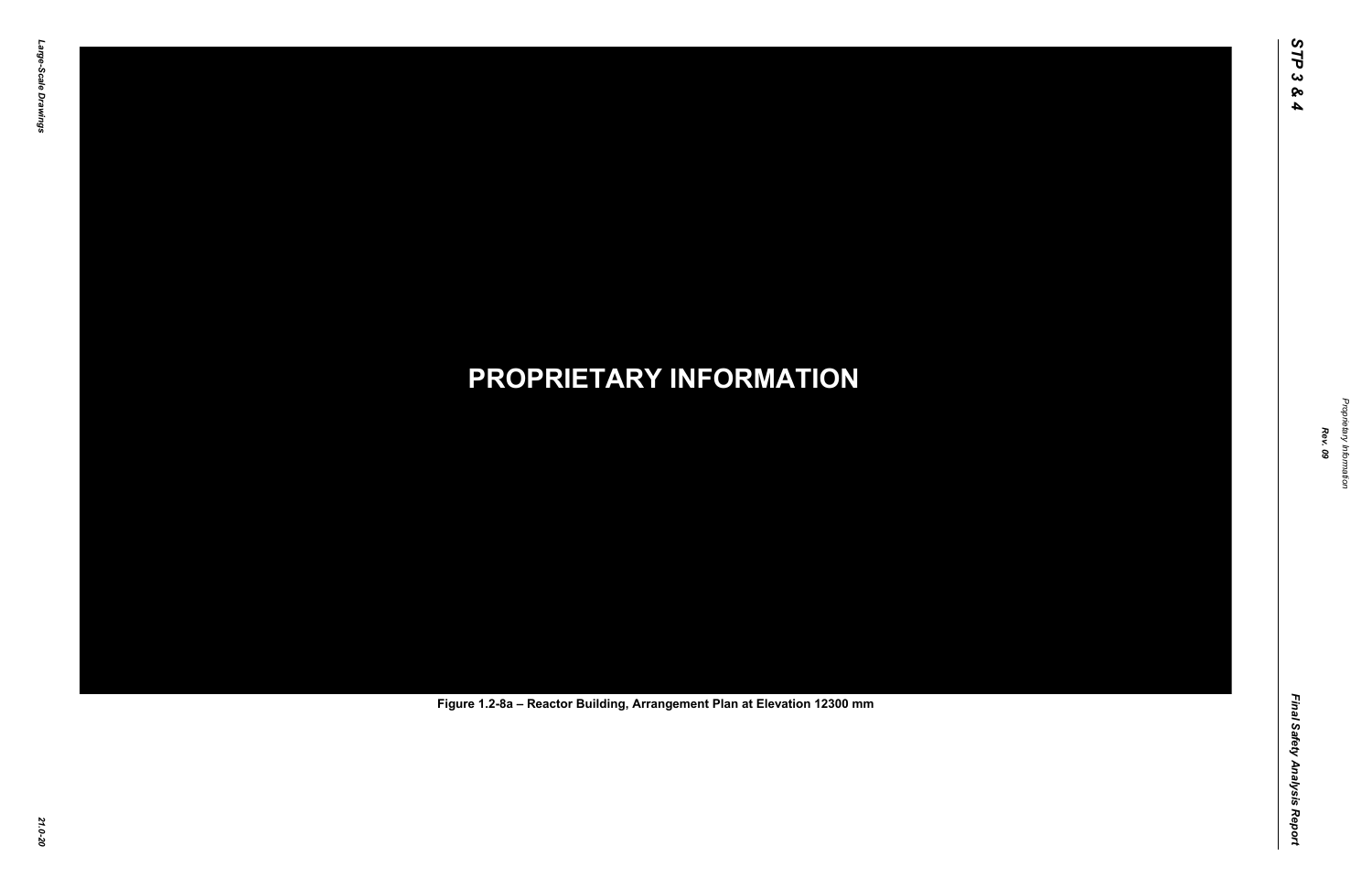**PROPRIETARY INFORMATION**

**Figure 1.2-8a – Reactor Building, Arrangement Plan at Elevation 12300 mm**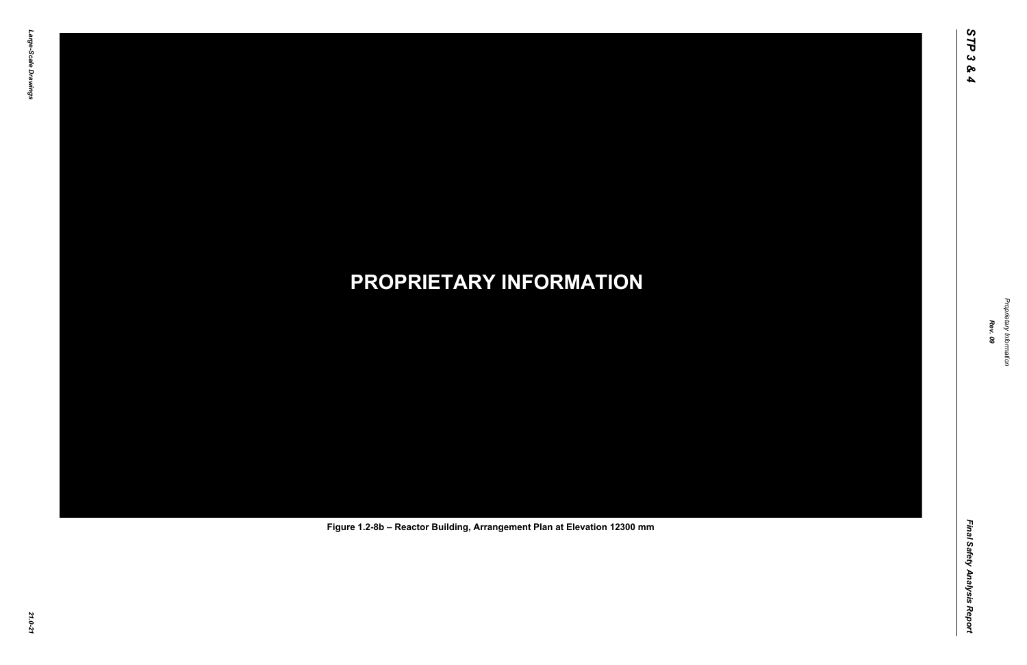**PROPRIETARY INFORMATION**

**Figure 1.2-8b – Reactor Building, Arrangement Plan at Elevation 12300 mm**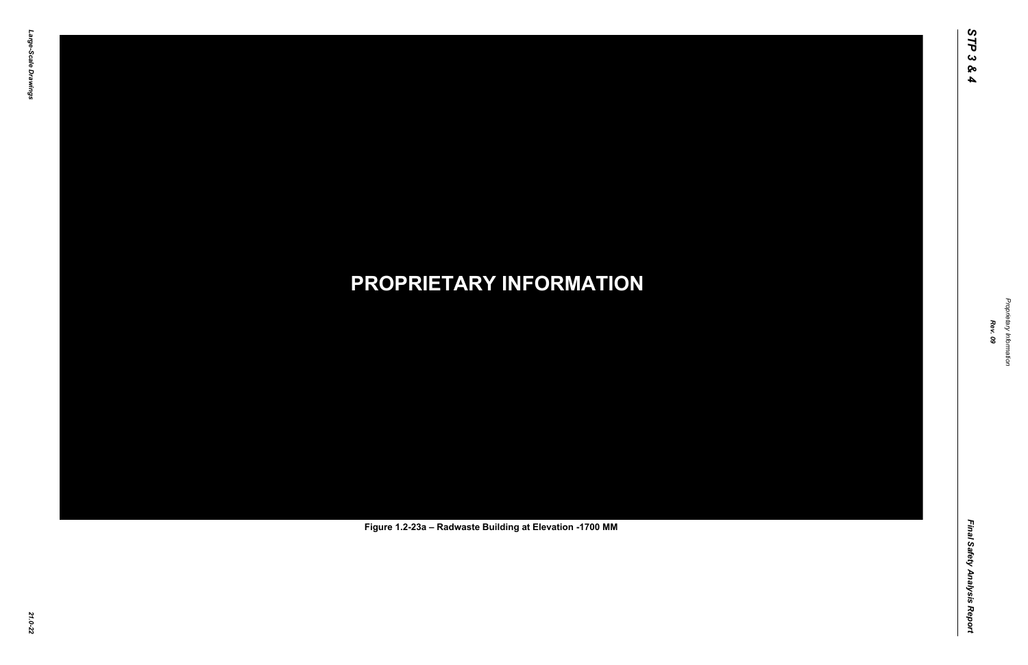**PROPRIETARY INFORMATION**

**Figure 1.2-23a – Radwaste Building at Elevation -1700 MM**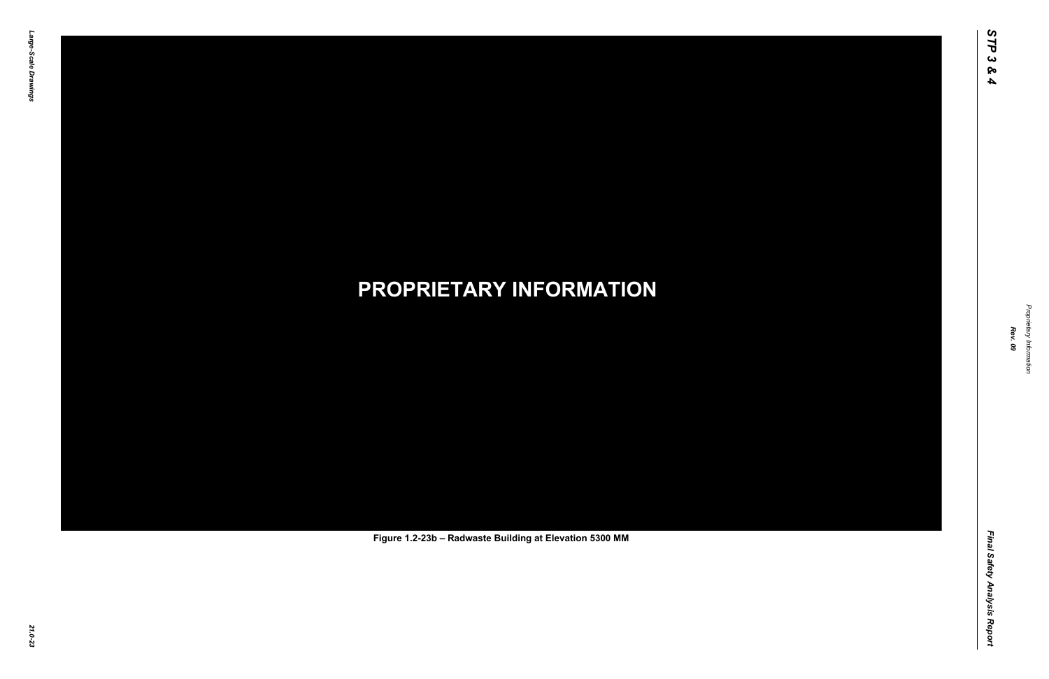PROPRIETARY INFORMATION

Figure 1.2-23b – Radwaste Building at Elevation 5300 MM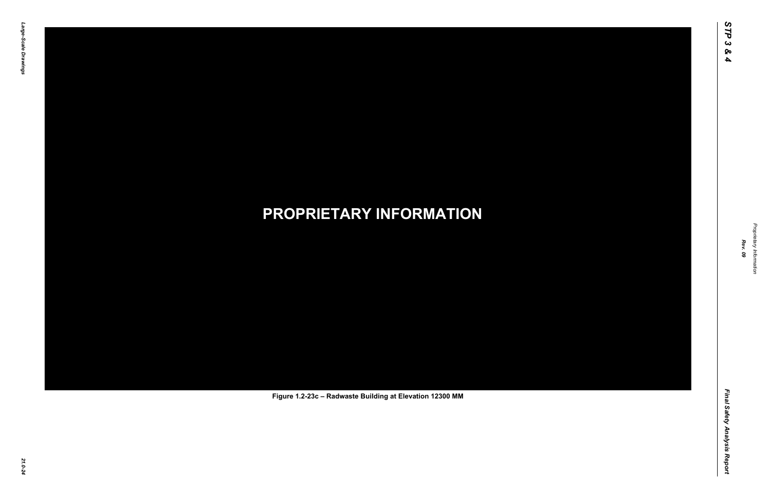**PROPRIETARY INFORMATION**

Figure 1.2-23c – Radwaste Building at Elevation 12300 MM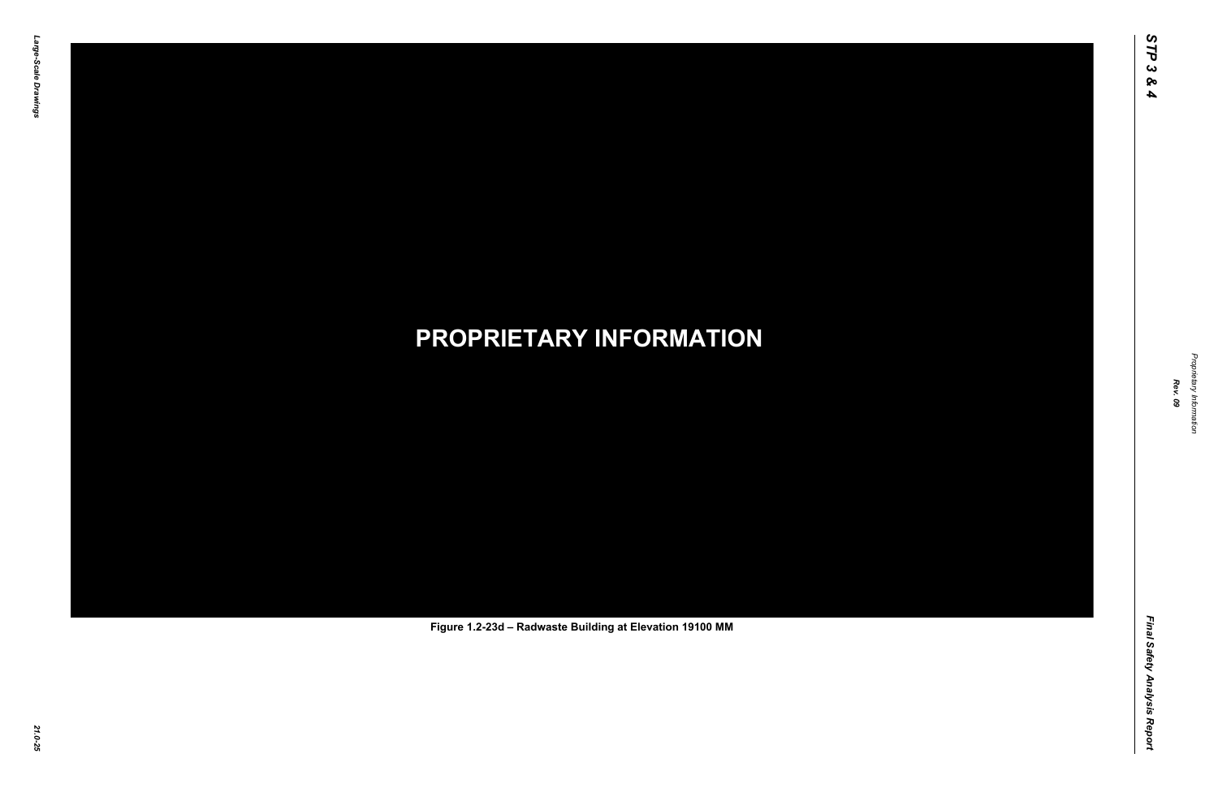**PROPRIETARY INFORMATION**

Figure 1.2-23d – Radwaste Building at Elevation 19100 MM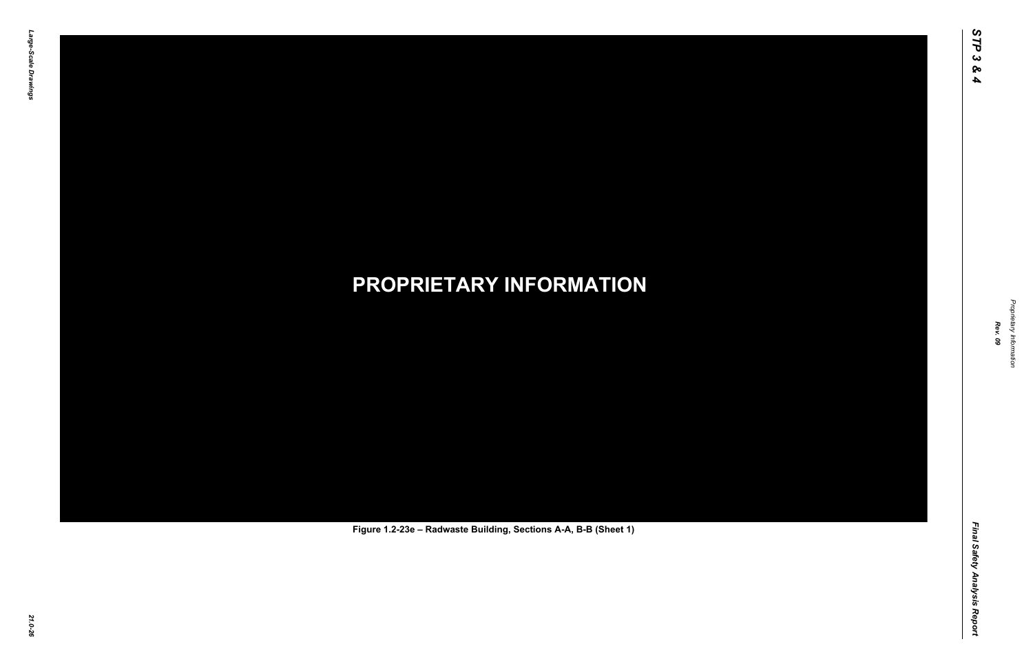**PROPRIETARY INFORMATION**

Figure 1.2-23e – Radwaste Building, Sections A-A, B-B (Sheet 1)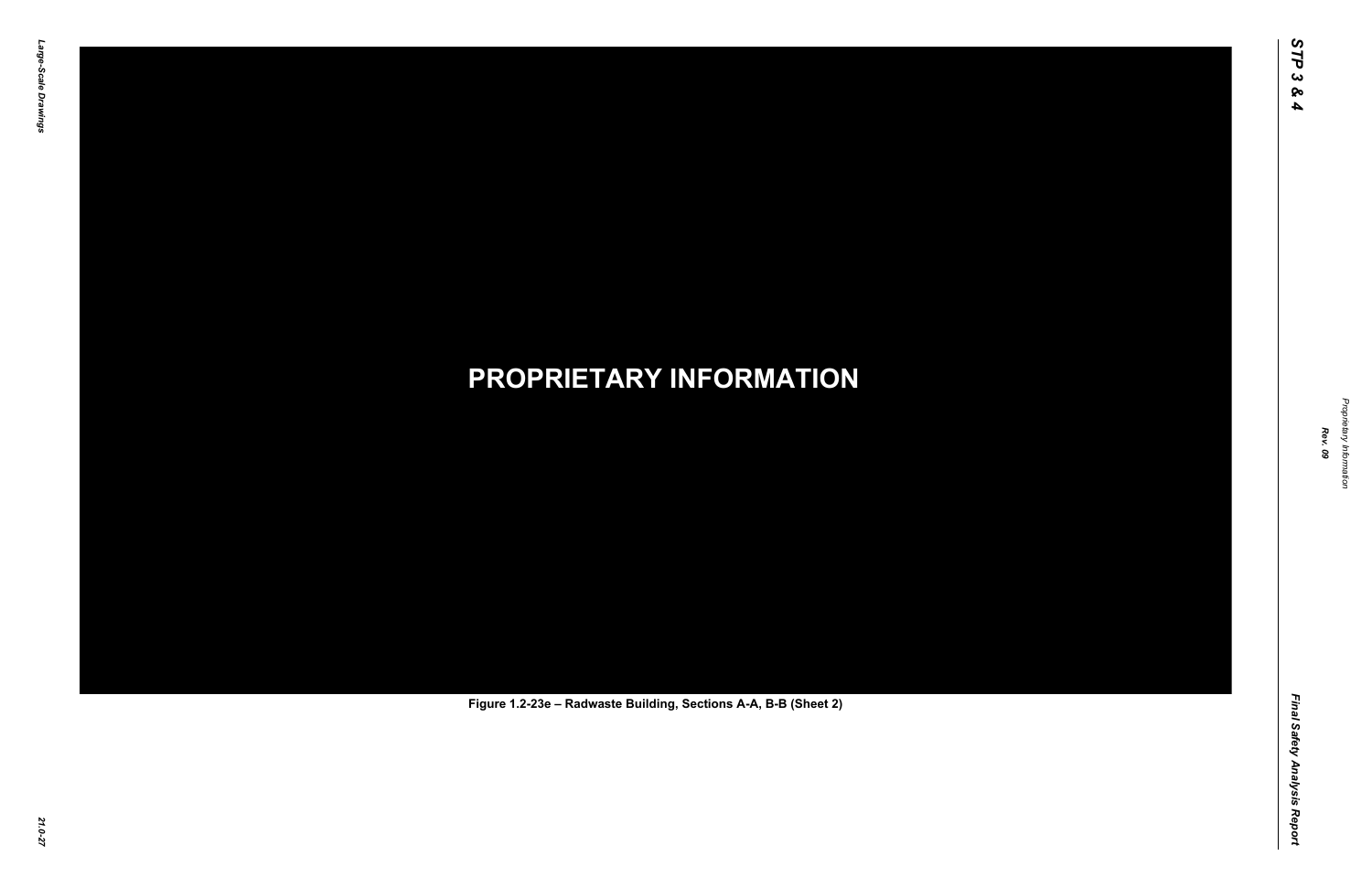**PROPRIETARY INFORMATION**

Figure 1.2-23e – Radwaste Building, Sections A-A, B-B (Sheet 2)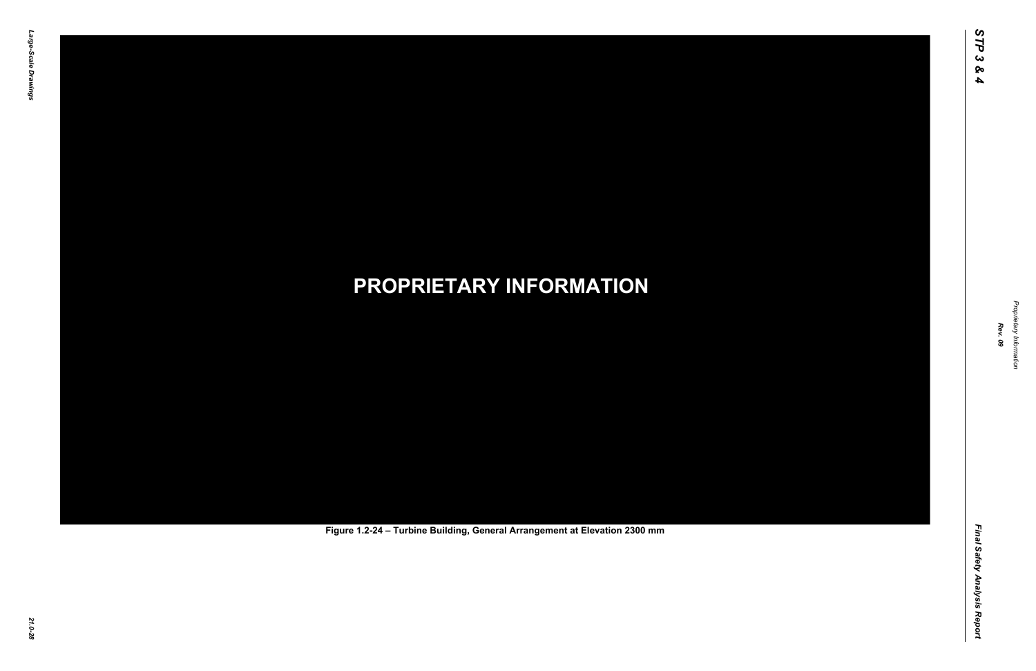**PROPRIETARY INFORMATION**

Figure 1.2-24 – Turbine Building, General Arrangement at Elevation 2300 mm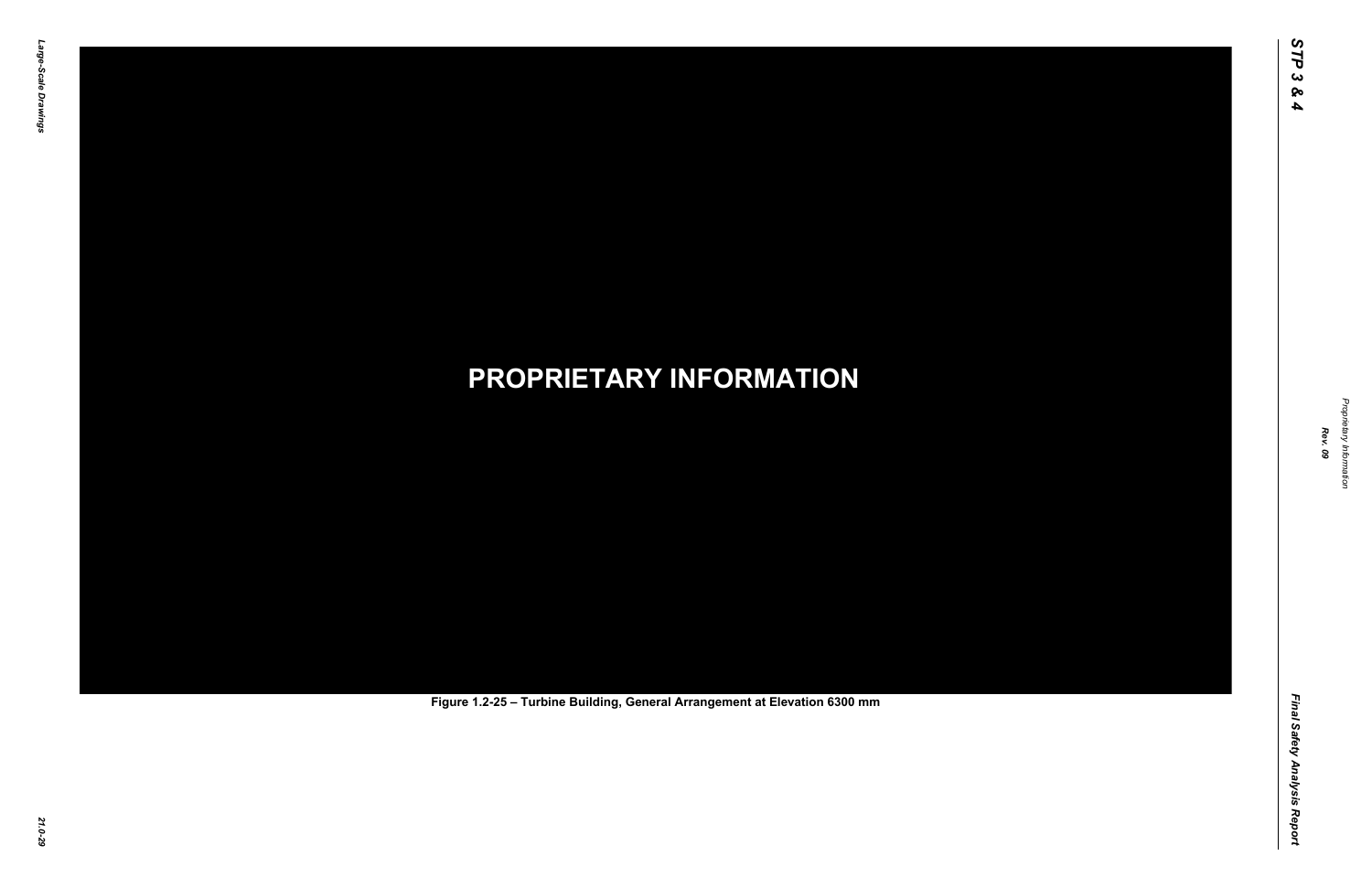**PROPRIETARY INFORMATION**

Figure 1.2-25 – Turbine Building, General Arrangement at Elevation 6300 mm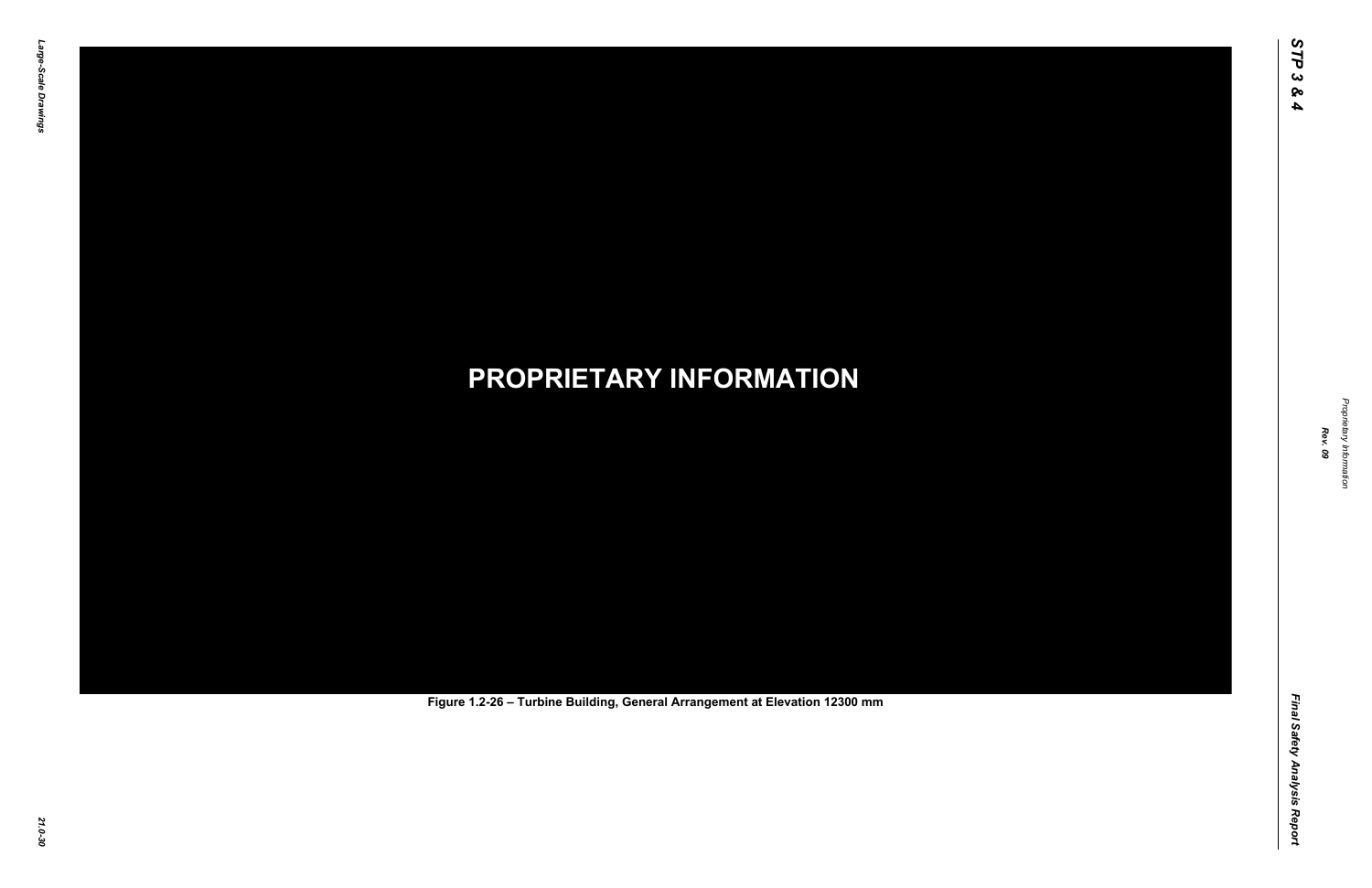**PROPRIETARY INFORMATION**

Figure 1.2-26 – Turbine Building, General Arrangement at Elevation 12300 mm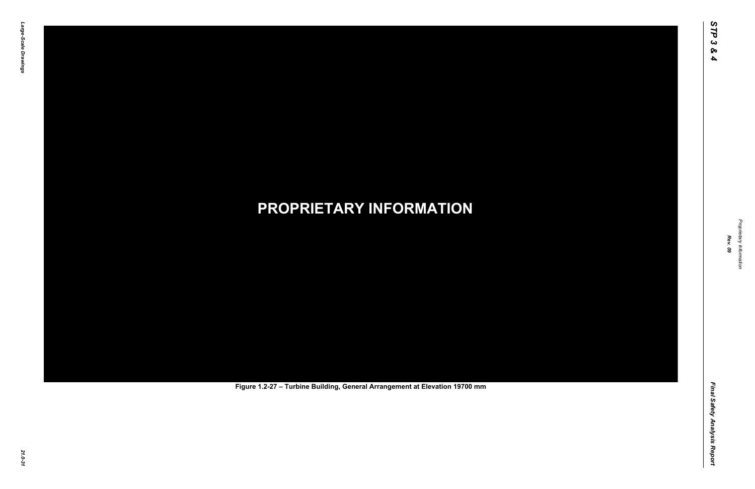PROPRIETARY INFORMATION

Figure 1.2-27 – Turbine Building, General Arrangement at Elevation 19700 mm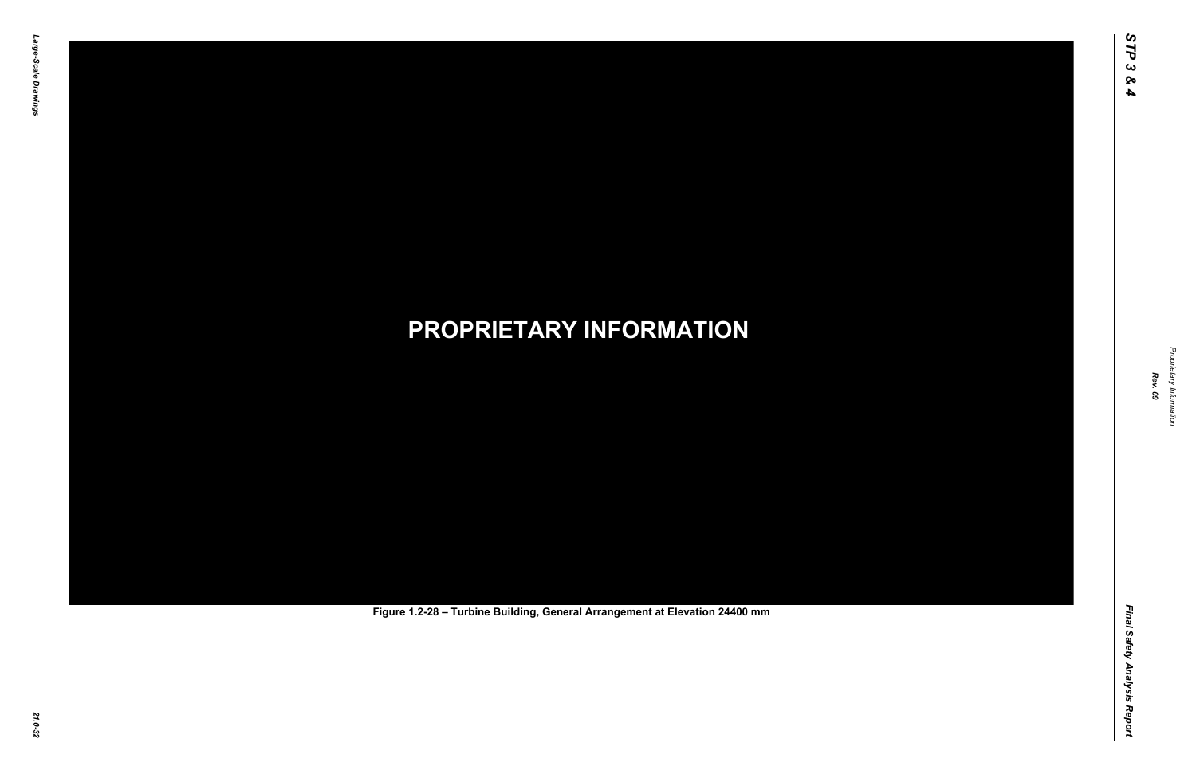**PROPRIETARY INFORMATION**

Figure 1.2-28 – Turbine Building, General Arrangement at Elevation 24400 mm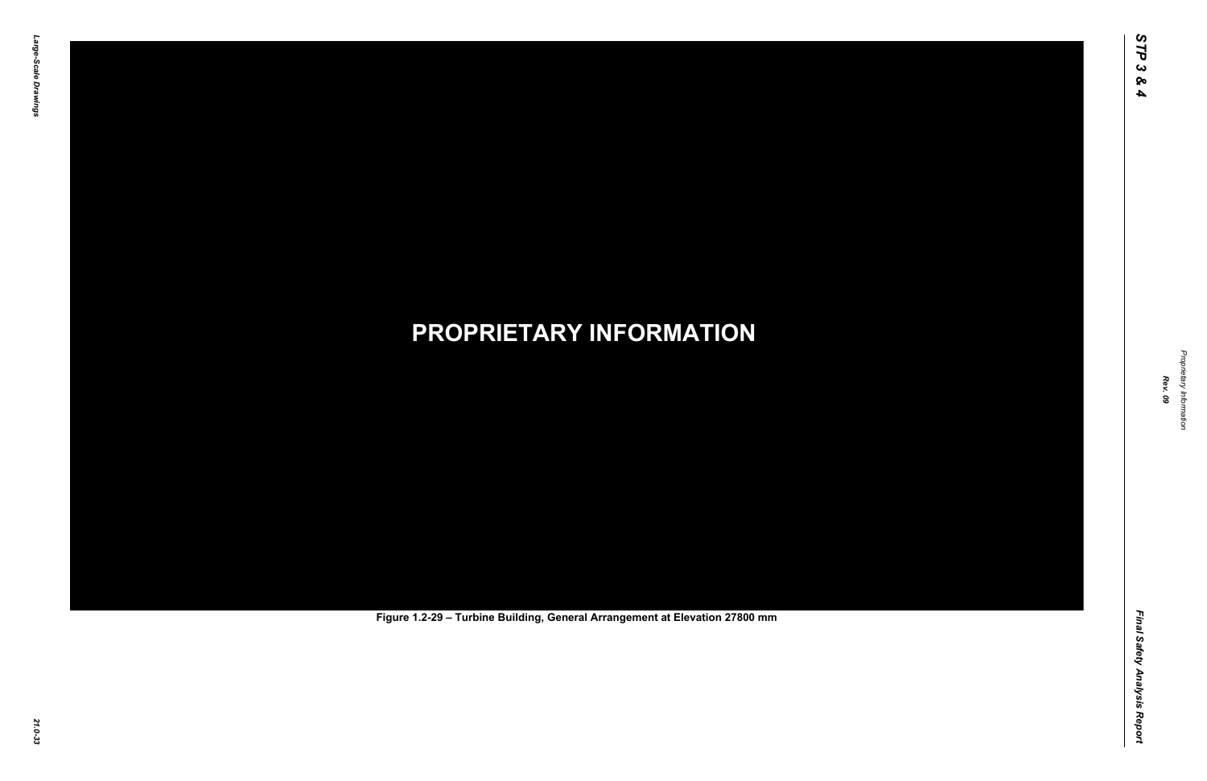**PROPRIETARY INFORMATION**

Figure 1.2-29 – Turbine Building, General Arrangement at Elevation 27800 mm